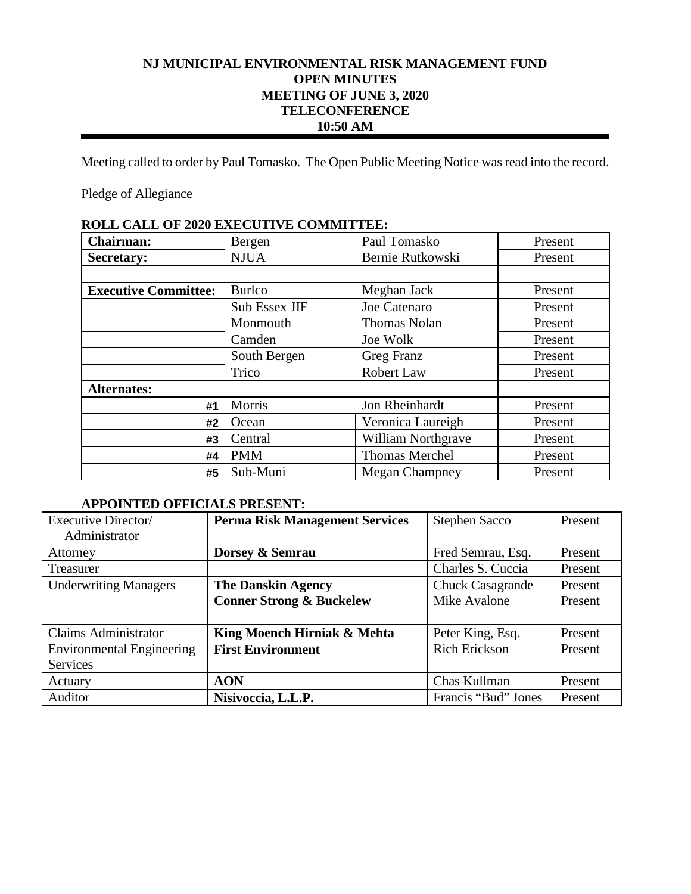# NJ MUNICIPAL ENVIRONMENTAL RISK MANAGEMENT FUND
## OPEN MINUTES
## MEETING OF JUNE 3, 2020
## TELECONFERENCE
## 10:50 AM

Meeting called to order by Paul Tomasko. The Open Public Meeting Notice was read into the record.

Pledge of Allegiance

**ROLL CALL OF 2020 EXECUTIVE COMMITTEE:**

| | | | |
|---|---|---|---|
| **Chairman:** | Bergen | Paul Tomasko | Present |
| **Secretary:** | NJUA | Bernie Rutkowski | Present |
| | | | |
| **Executive Committee:** | Burlco | Meghan Jack | Present |
| | Sub Essex JIF | Joe Catenaro | Present |
| | Monmouth | Thomas Nolan | Present |
| | Camden | Joe Wolk | Present |
| | South Bergen | Greg Franz | Present |
| | Trico | Robert Law | Present |
| **Alternates:** | | | |
| #1 | Morris | Jon Rheinhardt | Present |
| #2 | Ocean | Veronica Laureigh | Present |
| #3 | Central | William Northgrave | Present |
| #4 | PMM | Thomas Merchel | Present |
| #5 | Sub-Muni | Megan Champney | Present |

**APPOINTED OFFICIALS PRESENT:**

| | | | |
|---|---|---|---|
| Executive Director/ Administrator | **Perma Risk Management Services** | Stephen Sacco | Present |
| Attorney | **Dorsey & Semrau** | Fred Semrau, Esq. | Present |
| Treasurer | | Charles S. Cuccia | Present |
| Underwriting Managers | **The Danskin Agency**<br>**Conner Strong & Buckelew** | Chuck Casagrande<br>Mike Avalone | Present<br>Present |
| Claims Administrator | **King Moench Hirniak & Mehta** | Peter King, Esq. | Present |
| Environmental Engineering Services | **First Environment** | Rich Erickson | Present |
| Actuary | **AON** | Chas Kullman | Present |
| Auditor | **Nisivoccia, L.L.P.** | Francis "Bud" Jones | Present |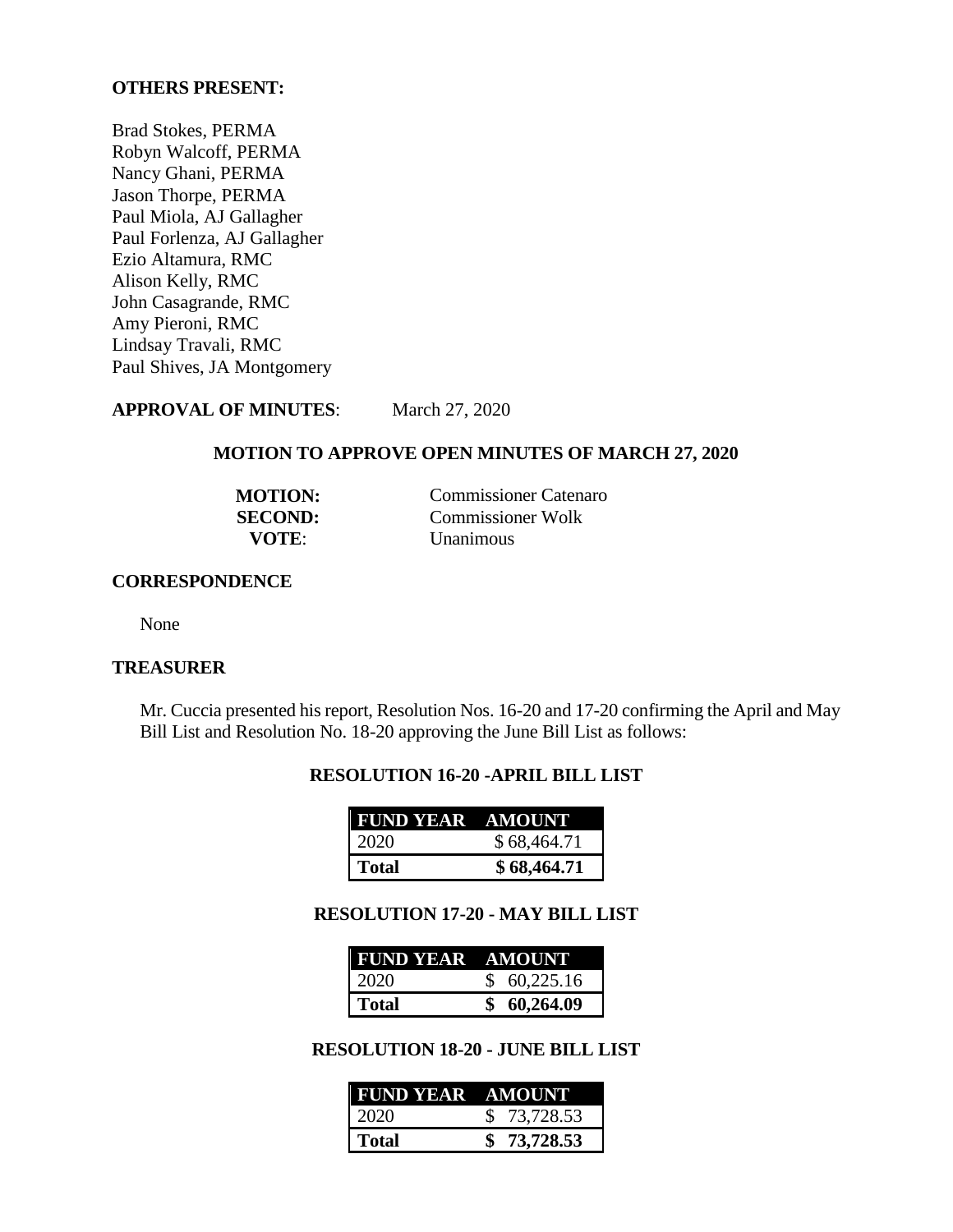**OTHERS PRESENT:**

Brad Stokes, PERMA
Robyn Walcoff, PERMA
Nancy Ghani, PERMA
Jason Thorpe, PERMA
Paul Miola, AJ Gallagher
Paul Forlenza, AJ Gallagher
Ezio Altamura, RMC
Alison Kelly, RMC
John Casagrande, RMC
Amy Pieroni, RMC
Lindsay Travali, RMC
Paul Shives, JA Montgomery

**APPROVAL OF MINUTES**: March 27, 2020

**MOTION TO APPROVE OPEN MINUTES OF MARCH 27, 2020**

**MOTION:** Commissioner Catenaro
**SECOND:** Commissioner Wolk
**VOTE**: Unanimous

**CORRESPONDENCE**

None

**TREASURER**

Mr. Cuccia presented his report, Resolution Nos. 16-20 and 17-20 confirming the April and May Bill List and Resolution No. 18-20 approving the June Bill List as follows:

**RESOLUTION 16-20 -APRIL BILL LIST**

| FUND YEAR | AMOUNT |
|---|---|
| 2020 | $ 68,464.71 |
| **Total** | **$ 68,464.71** |

**RESOLUTION 17-20 - MAY BILL LIST**

| FUND YEAR | AMOUNT |
|---|---|
| 2020 | $ 60,225.16 |
| **Total** | **$ 60,264.09** |

**RESOLUTION 18-20 - JUNE BILL LIST**

| FUND YEAR | AMOUNT |
|---|---|
| 2020 | $ 73,728.53 |
| **Total** | **$ 73,728.53** |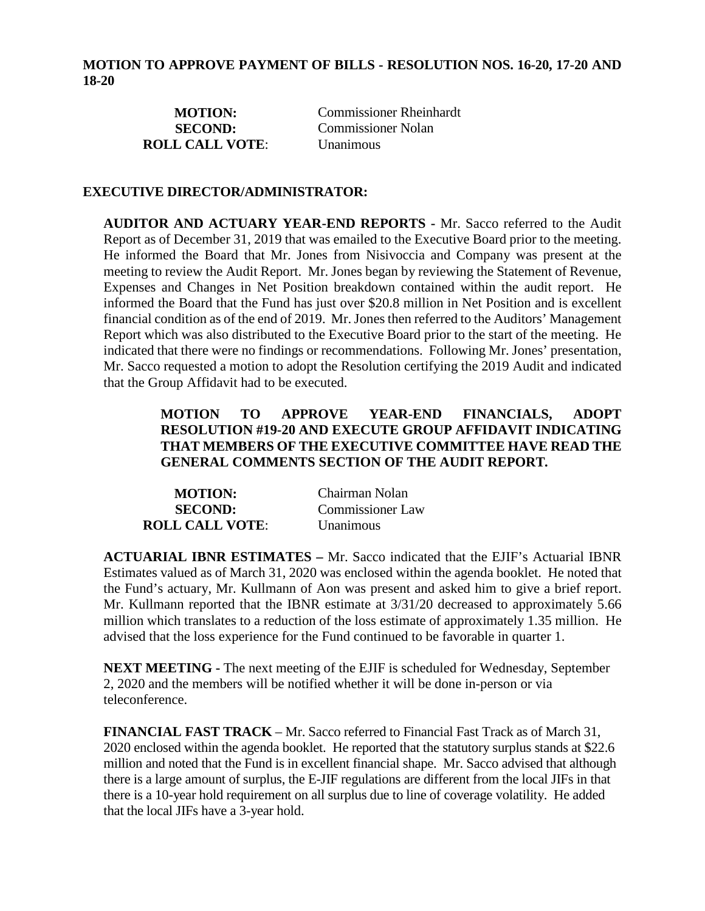**MOTION TO APPROVE PAYMENT OF BILLS - RESOLUTION NOS. 16-20, 17-20 AND 18-20**

| | |
|---|---|
| **MOTION:** | Commissioner Rheinhardt |
| **SECOND:** | Commissioner Nolan |
| **ROLL CALL VOTE**: | Unanimous |

**EXECUTIVE DIRECTOR/ADMINISTRATOR:**

**AUDITOR AND ACTUARY YEAR-END REPORTS -** Mr. Sacco referred to the Audit Report as of December 31, 2019 that was emailed to the Executive Board prior to the meeting. He informed the Board that Mr. Jones from Nisivoccia and Company was present at the meeting to review the Audit Report. Mr. Jones began by reviewing the Statement of Revenue, Expenses and Changes in Net Position breakdown contained within the audit report. He informed the Board that the Fund has just over $20.8 million in Net Position and is excellent financial condition as of the end of 2019. Mr. Jones then referred to the Auditors' Management Report which was also distributed to the Executive Board prior to the start of the meeting. He indicated that there were no findings or recommendations. Following Mr. Jones' presentation, Mr. Sacco requested a motion to adopt the Resolution certifying the 2019 Audit and indicated that the Group Affidavit had to be executed.

**MOTION TO APPROVE YEAR-END FINANCIALS, ADOPT RESOLUTION #19-20 AND EXECUTE GROUP AFFIDAVIT INDICATING THAT MEMBERS OF THE EXECUTIVE COMMITTEE HAVE READ THE GENERAL COMMENTS SECTION OF THE AUDIT REPORT.**

| | |
|---|---|
| **MOTION:** | Chairman Nolan |
| **SECOND:** | Commissioner Law |
| **ROLL CALL VOTE**: | Unanimous |

**ACTUARIAL IBNR ESTIMATES –** Mr. Sacco indicated that the EJIF's Actuarial IBNR Estimates valued as of March 31, 2020 was enclosed within the agenda booklet. He noted that the Fund's actuary, Mr. Kullmann of Aon was present and asked him to give a brief report. Mr. Kullmann reported that the IBNR estimate at 3/31/20 decreased to approximately 5.66 million which translates to a reduction of the loss estimate of approximately 1.35 million. He advised that the loss experience for the Fund continued to be favorable in quarter 1.

**NEXT MEETING -** The next meeting of the EJIF is scheduled for Wednesday, September 2, 2020 and the members will be notified whether it will be done in-person or via teleconference.

**FINANCIAL FAST TRACK** – Mr. Sacco referred to Financial Fast Track as of March 31, 2020 enclosed within the agenda booklet. He reported that the statutory surplus stands at $22.6 million and noted that the Fund is in excellent financial shape. Mr. Sacco advised that although there is a large amount of surplus, the E-JIF regulations are different from the local JIFs in that there is a 10-year hold requirement on all surplus due to line of coverage volatility. He added that the local JIFs have a 3-year hold.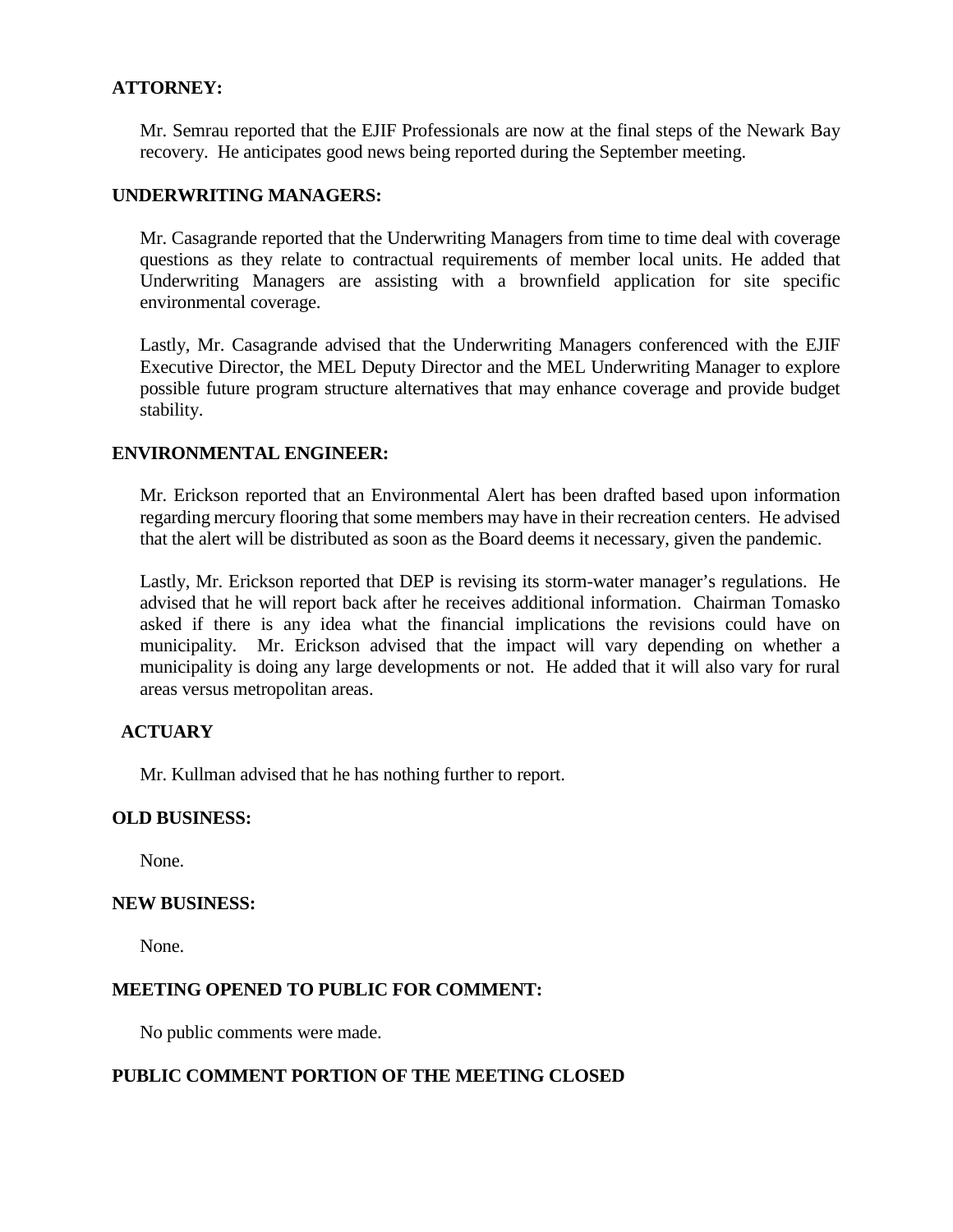**ATTORNEY:**

Mr. Semrau reported that the EJIF Professionals are now at the final steps of the Newark Bay recovery. He anticipates good news being reported during the September meeting.

**UNDERWRITING MANAGERS:**

Mr. Casagrande reported that the Underwriting Managers from time to time deal with coverage questions as they relate to contractual requirements of member local units. He added that Underwriting Managers are assisting with a brownfield application for site specific environmental coverage.

Lastly, Mr. Casagrande advised that the Underwriting Managers conferenced with the EJIF Executive Director, the MEL Deputy Director and the MEL Underwriting Manager to explore possible future program structure alternatives that may enhance coverage and provide budget stability.

**ENVIRONMENTAL ENGINEER:**

Mr. Erickson reported that an Environmental Alert has been drafted based upon information regarding mercury flooring that some members may have in their recreation centers. He advised that the alert will be distributed as soon as the Board deems it necessary, given the pandemic.

Lastly, Mr. Erickson reported that DEP is revising its storm-water manager's regulations. He advised that he will report back after he receives additional information. Chairman Tomasko asked if there is any idea what the financial implications the revisions could have on municipality. Mr. Erickson advised that the impact will vary depending on whether a municipality is doing any large developments or not. He added that it will also vary for rural areas versus metropolitan areas.

**ACTUARY**

Mr. Kullman advised that he has nothing further to report.

**OLD BUSINESS:**

None.

**NEW BUSINESS:**

None.

**MEETING OPENED TO PUBLIC FOR COMMENT:**

No public comments were made.

**PUBLIC COMMENT PORTION OF THE MEETING CLOSED**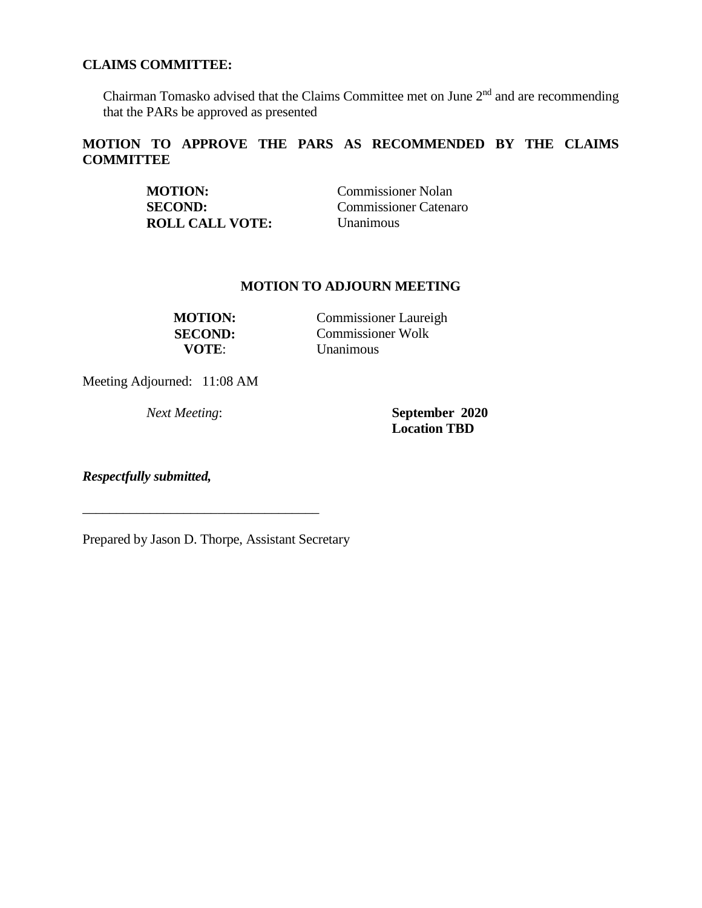**CLAIMS COMMITTEE:**

Chairman Tomasko advised that the Claims Committee met on June 2nd and are recommending that the PARs be approved as presented

**MOTION TO APPROVE THE PARS AS RECOMMENDED BY THE CLAIMS COMMITTEE**

**MOTION:** Commissioner Nolan
**SECOND:** Commissioner Catenaro
**ROLL CALL VOTE:** Unanimous

**MOTION TO ADJOURN MEETING**

**MOTION:** Commissioner Laureigh
**SECOND:** Commissioner Wolk
**VOTE**: Unanimous

Meeting Adjourned: 11:08 AM

*Next Meeting*: **September 2020**
**Location TBD**

***Respectfully submitted,***

___________________________________

Prepared by Jason D. Thorpe, Assistant Secretary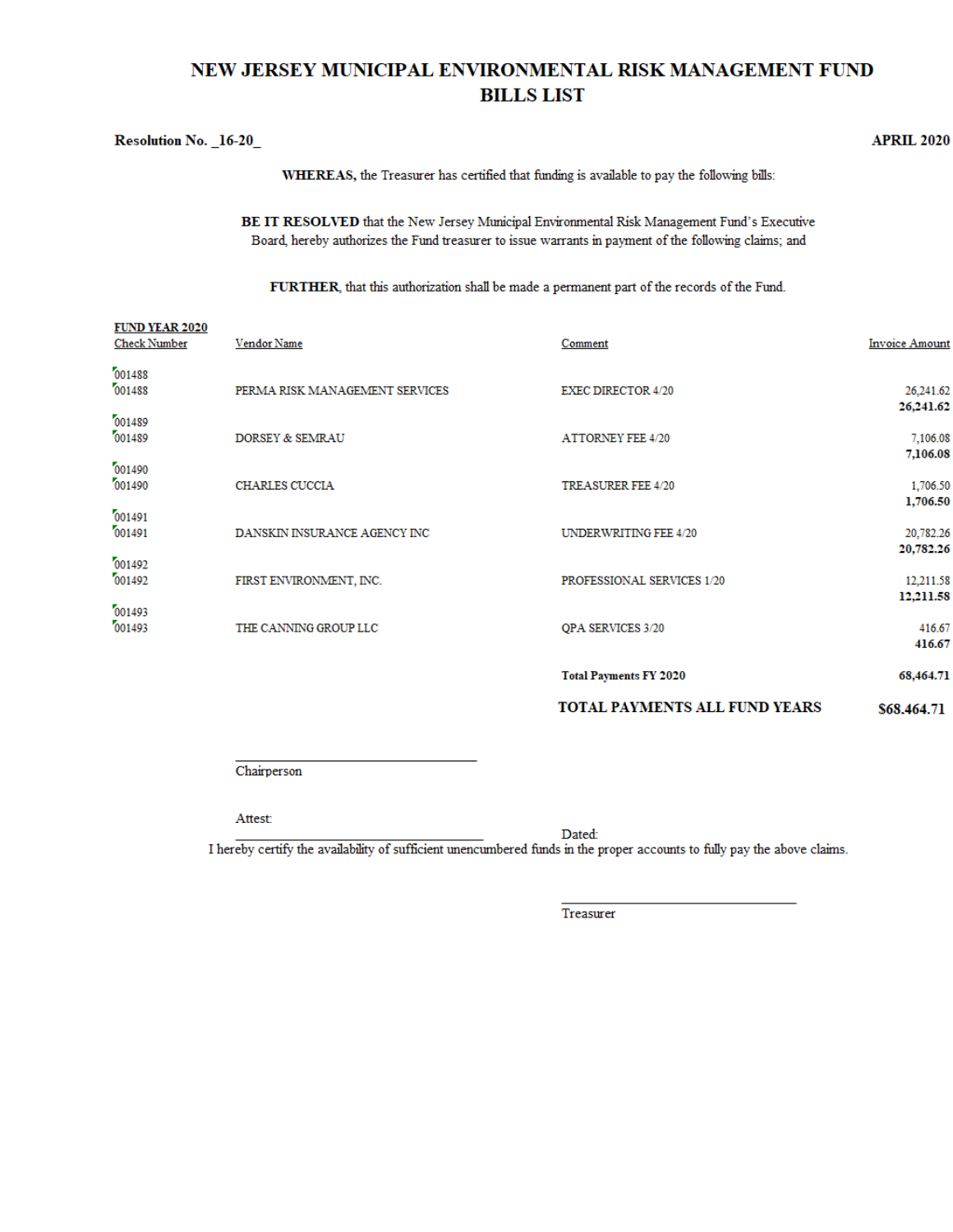# NEW JERSEY MUNICIPAL ENVIRONMENTAL RISK MANAGEMENT FUND
## BILLS LIST

**Resolution No. _16-20_** **APRIL 2020**

**WHEREAS,** the Treasurer has certified that funding is available to pay the following bills:

**BE IT RESOLVED** that the New Jersey Municipal Environmental Risk Management Fund's Executive Board, hereby authorizes the Fund treasurer to issue warrants in payment of the following claims; and

**FURTHER**, that this authorization shall be made a permanent part of the records of the Fund.

**FUND YEAR 2020**

| Check Number | Vendor Name | Comment | Invoice Amount |
|---|---|---|---|
| 001488 | | | |
| 001488 | PERMA RISK MANAGEMENT SERVICES | EXEC DIRECTOR 4/20 | 26,241.62 |
| | | | **26,241.62** |
| 001489 | | | |
| 001489 | DORSEY & SEMRAU | ATTORNEY FEE 4/20 | 7,106.08 |
| | | | **7,106.08** |
| 001490 | | | |
| 001490 | CHARLES CUCCIA | TREASURER FEE 4/20 | 1,706.50 |
| | | | **1,706.50** |
| 001491 | | | |
| 001491 | DANSKIN INSURANCE AGENCY INC | UNDERWRITING FEE 4/20 | 20,782.26 |
| | | | **20,782.26** |
| 001492 | | | |
| 001492 | FIRST ENVIRONMENT, INC. | PROFESSIONAL SERVICES 1/20 | 12,211.58 |
| | | | **12,211.58** |
| 001493 | | | |
| 001493 | THE CANNING GROUP LLC | QPA SERVICES 3/20 | 416.67 |
| | | | **416.67** |
| | | **Total Payments FY 2020** | **68,464.71** |
| | | **TOTAL PAYMENTS ALL FUND YEARS** | **$68,464.71** |

_______________________________
Chairperson

Attest:

_______________________________ Dated:

I hereby certify the availability of sufficient unencumbered funds in the proper accounts to fully pay the above claims.

_______________________________
Treasurer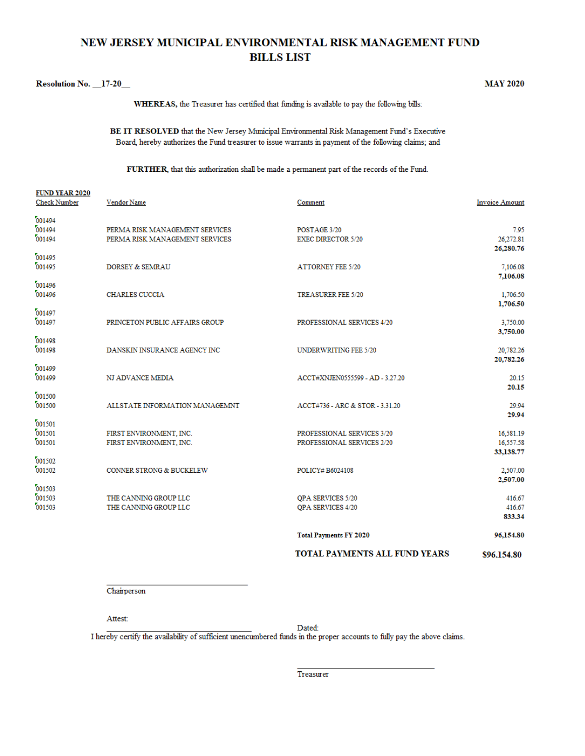# NEW JERSEY MUNICIPAL ENVIRONMENTAL RISK MANAGEMENT FUND
## BILLS LIST

**Resolution No. __17-20__** **MAY 2020**

**WHEREAS,** the Treasurer has certified that funding is available to pay the following bills:

**BE IT RESOLVED** that the New Jersey Municipal Environmental Risk Management Fund's Executive Board, hereby authorizes the Fund treasurer to issue warrants in payment of the following claims; and

**FURTHER,** that this authorization shall be made a permanent part of the records of the Fund.

**FUND YEAR 2020**

| Check Number | Vendor Name | Comment | Invoice Amount |
|---|---|---|---|
| 001494 | | | |
| 001494 | PERMA RISK MANAGEMENT SERVICES | POSTAGE 3/20 | 7.95 |
| 001494 | PERMA RISK MANAGEMENT SERVICES | EXEC DIRECTOR 5/20 | 26,272.81 |
| | | | **26,280.76** |
| 001495 | | | |
| 001495 | DORSEY & SEMRAU | ATTORNEY FEE 5/20 | 7,106.08 |
| | | | **7,106.08** |
| 001496 | | | |
| 001496 | CHARLES CUCCIA | TREASURER FEE 5/20 | 1,706.50 |
| | | | **1,706.50** |
| 001497 | | | |
| 001497 | PRINCETON PUBLIC AFFAIRS GROUP | PROFESSIONAL SERVICES 4/20 | 3,750.00 |
| | | | **3,750.00** |
| 001498 | | | |
| 001498 | DANSKIN INSURANCE AGENCY INC | UNDERWRITING FEE 5/20 | 20,782.26 |
| | | | **20,782.26** |
| 001499 | | | |
| 001499 | NJ ADVANCE MEDIA | ACCT#XNJEN0555599 - AD - 3.27.20 | 20.15 |
| | | | **20.15** |
| 001500 | | | |
| 001500 | ALLSTATE INFORMATION MANAGEMNT | ACCT#736 - ARC & STOR - 3.31.20 | 29.94 |
| | | | **29.94** |
| 001501 | | | |
| 001501 | FIRST ENVIRONMENT, INC. | PROFESSIONAL SERVICES 3/20 | 16,581.19 |
| 001501 | FIRST ENVIRONMENT, INC. | PROFESSIONAL SERVICES 2/20 | 16,557.58 |
| | | | **33,138.77** |
| 001502 | | | |
| 001502 | CONNER STRONG & BUCKELEW | POLICY# B6024108 | 2,507.00 |
| | | | **2,507.00** |
| 001503 | | | |
| 001503 | THE CANNING GROUP LLC | QPA SERVICES 5/20 | 416.67 |
| 001503 | THE CANNING GROUP LLC | QPA SERVICES 4/20 | 416.67 |
| | | | **833.34** |
| | | **Total Payments FY 2020** | **96,154.80** |
| | | **TOTAL PAYMENTS ALL FUND YEARS** | **$96,154.80** |

\_\_\_\_\_\_\_\_\_\_\_\_\_\_\_\_\_\_\_\_\_\_\_\_\_\_\_\_\_\_
Chairperson

Attest:
\_\_\_\_\_\_\_\_\_\_\_\_\_\_\_\_\_\_\_\_\_\_\_\_\_\_\_\_\_\_ Dated:

I hereby certify the availability of sufficient unencumbered funds in the proper accounts to fully pay the above claims.

\_\_\_\_\_\_\_\_\_\_\_\_\_\_\_\_\_\_\_\_\_\_\_\_\_\_\_\_\_\_
Treasurer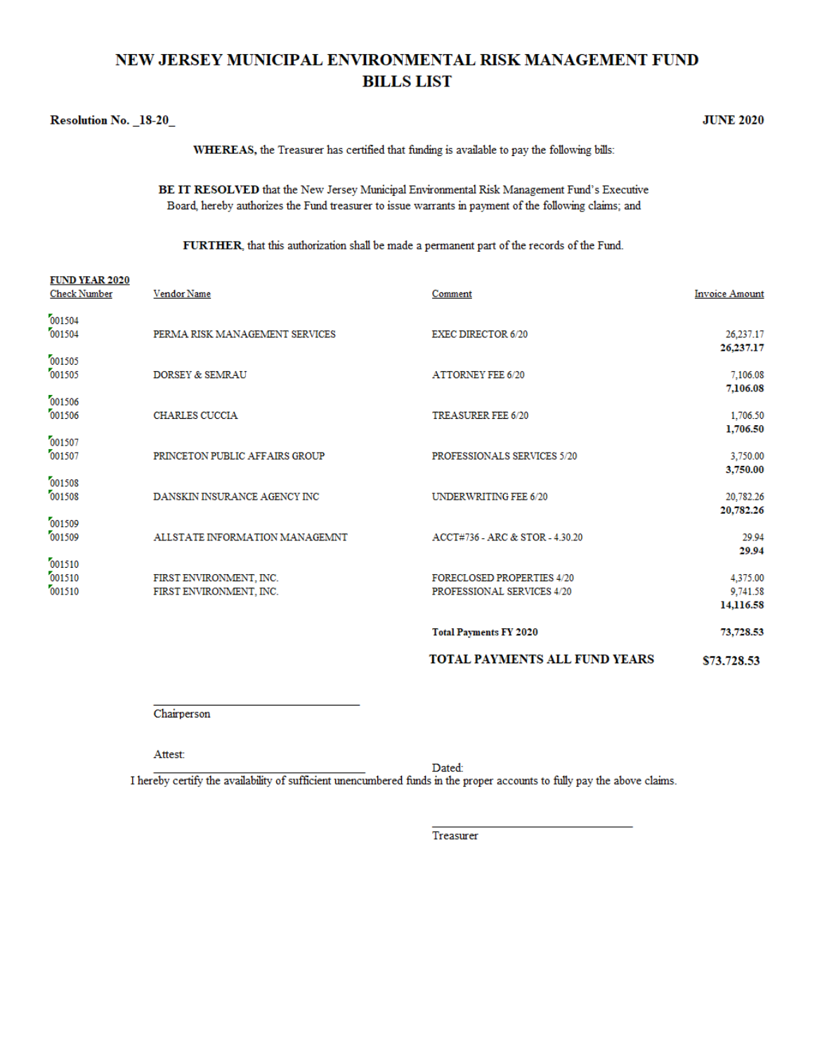# NEW JERSEY MUNICIPAL ENVIRONMENTAL RISK MANAGEMENT FUND
# BILLS LIST

**Resolution No. _18-20_** **JUNE 2020**

**WHEREAS,** the Treasurer has certified that funding is available to pay the following bills:

**BE IT RESOLVED** that the New Jersey Municipal Environmental Risk Management Fund's Executive Board, hereby authorizes the Fund treasurer to issue warrants in payment of the following claims; and

**FURTHER**, that this authorization shall be made a permanent part of the records of the Fund.

**FUND YEAR 2020**

| Check Number | Vendor Name | Comment | Invoice Amount |
|---|---|---|---|
| 001504 | | | |
| 001504 | PERMA RISK MANAGEMENT SERVICES | EXEC DIRECTOR 6/20 | 26,237.17 |
| | | | **26,237.17** |
| 001505 | | | |
| 001505 | DORSEY & SEMRAU | ATTORNEY FEE 6/20 | 7,106.08 |
| | | | **7,106.08** |
| 001506 | | | |
| 001506 | CHARLES CUCCIA | TREASURER FEE 6/20 | 1,706.50 |
| | | | **1,706.50** |
| 001507 | | | |
| 001507 | PRINCETON PUBLIC AFFAIRS GROUP | PROFESSIONALS SERVICES 5/20 | 3,750.00 |
| | | | **3,750.00** |
| 001508 | | | |
| 001508 | DANSKIN INSURANCE AGENCY INC | UNDERWRITING FEE 6/20 | 20,782.26 |
| | | | **20,782.26** |
| 001509 | | | |
| 001509 | ALLSTATE INFORMATION MANAGEMNT | ACCT#736 - ARC & STOR - 4.30.20 | 29.94 |
| | | | **29.94** |
| 001510 | | | |
| 001510 | FIRST ENVIRONMENT, INC. | FORECLOSED PROPERTIES 4/20 | 4,375.00 |
| 001510 | FIRST ENVIRONMENT, INC. | PROFESSIONAL SERVICES 4/20 | 9,741.58 |
| | | | **14,116.58** |
| | | **Total Payments FY 2020** | **73,728.53** |
| | | **TOTAL PAYMENTS ALL FUND YEARS** | **$73,728.53** |

Chairperson

Attest:

Dated:

I hereby certify the availability of sufficient unencumbered funds in the proper accounts to fully pay the above claims.

Treasurer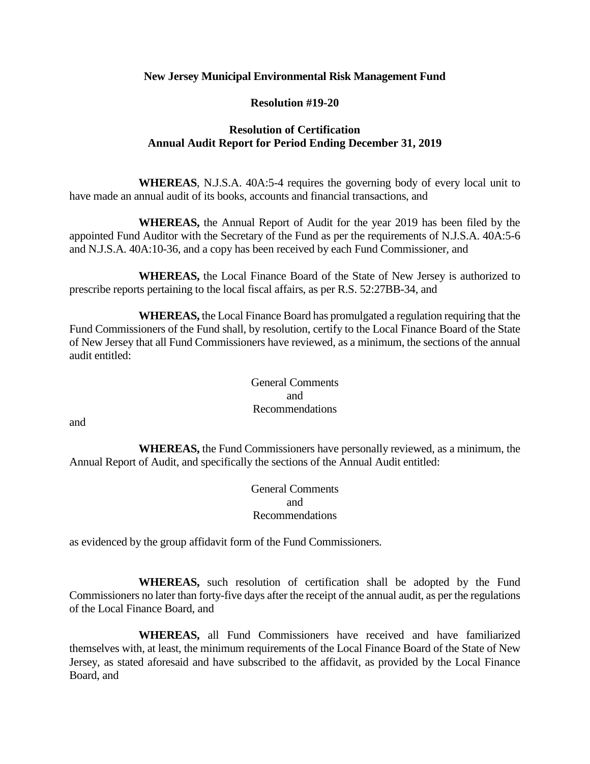**New Jersey Municipal Environmental Risk Management Fund**

**Resolution #19-20**

**Resolution of Certification**
**Annual Audit Report for Period Ending December 31, 2019**

**WHEREAS**, N.J.S.A. 40A:5-4 requires the governing body of every local unit to have made an annual audit of its books, accounts and financial transactions, and

**WHEREAS,** the Annual Report of Audit for the year 2019 has been filed by the appointed Fund Auditor with the Secretary of the Fund as per the requirements of N.J.S.A. 40A:5-6 and N.J.S.A. 40A:10-36, and a copy has been received by each Fund Commissioner, and

**WHEREAS,** the Local Finance Board of the State of New Jersey is authorized to prescribe reports pertaining to the local fiscal affairs, as per R.S. 52:27BB-34, and

**WHEREAS,** the Local Finance Board has promulgated a regulation requiring that the Fund Commissioners of the Fund shall, by resolution, certify to the Local Finance Board of the State of New Jersey that all Fund Commissioners have reviewed, as a minimum, the sections of the annual audit entitled:

General Comments
and
Recommendations

and

**WHEREAS,** the Fund Commissioners have personally reviewed, as a minimum, the Annual Report of Audit, and specifically the sections of the Annual Audit entitled:

General Comments
and
Recommendations

as evidenced by the group affidavit form of the Fund Commissioners.

**WHEREAS,** such resolution of certification shall be adopted by the Fund Commissioners no later than forty-five days after the receipt of the annual audit, as per the regulations of the Local Finance Board, and

**WHEREAS,** all Fund Commissioners have received and have familiarized themselves with, at least, the minimum requirements of the Local Finance Board of the State of New Jersey, as stated aforesaid and have subscribed to the affidavit, as provided by the Local Finance Board, and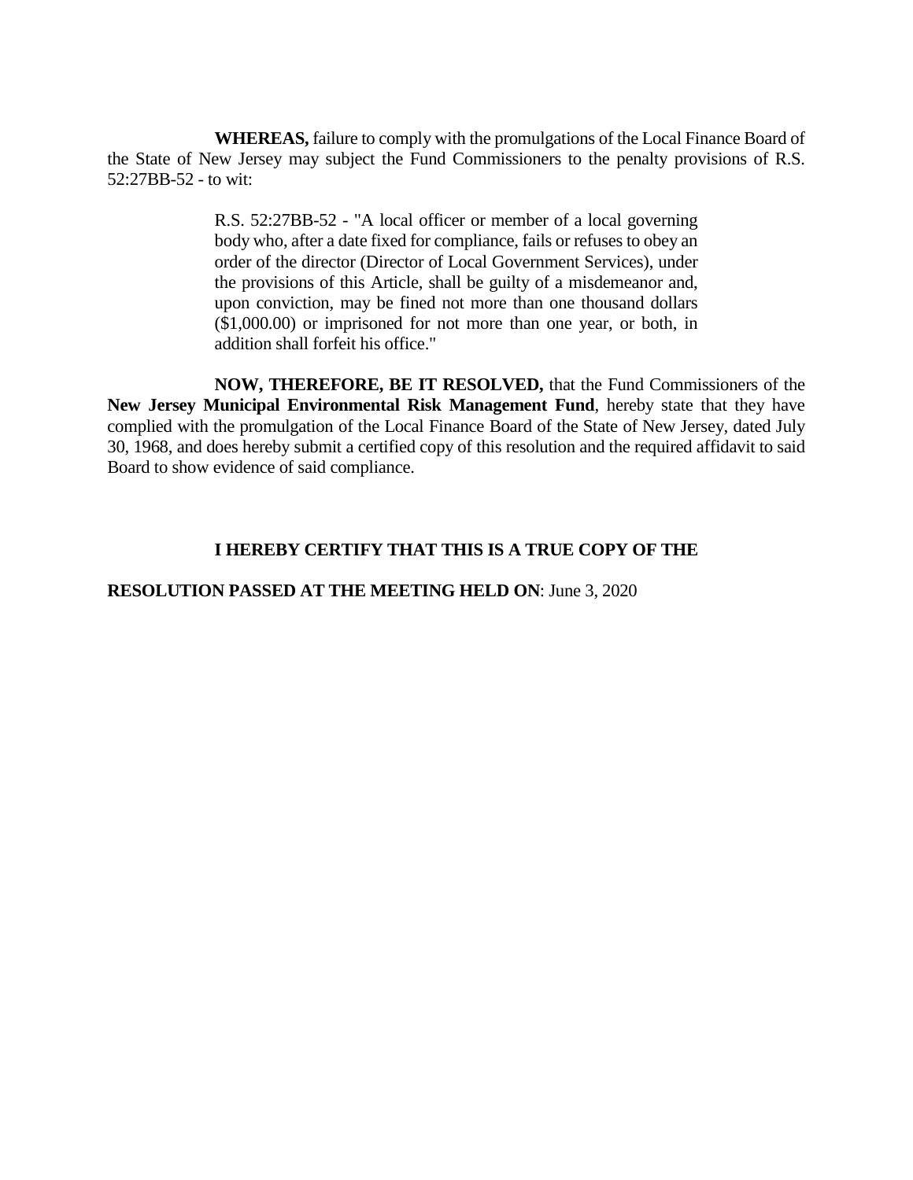**WHEREAS,** failure to comply with the promulgations of the Local Finance Board of the State of New Jersey may subject the Fund Commissioners to the penalty provisions of R.S. 52:27BB-52 - to wit:

> R.S. 52:27BB-52 - "A local officer or member of a local governing body who, after a date fixed for compliance, fails or refuses to obey an order of the director (Director of Local Government Services), under the provisions of this Article, shall be guilty of a misdemeanor and, upon conviction, may be fined not more than one thousand dollars ($1,000.00) or imprisoned for not more than one year, or both, in addition shall forfeit his office."

**NOW, THEREFORE, BE IT RESOLVED,** that the Fund Commissioners of the **New Jersey Municipal Environmental Risk Management Fund**, hereby state that they have complied with the promulgation of the Local Finance Board of the State of New Jersey, dated July 30, 1968, and does hereby submit a certified copy of this resolution and the required affidavit to said Board to show evidence of said compliance.

**I HEREBY CERTIFY THAT THIS IS A TRUE COPY OF THE**

**RESOLUTION PASSED AT THE MEETING HELD ON**: June 3, 2020